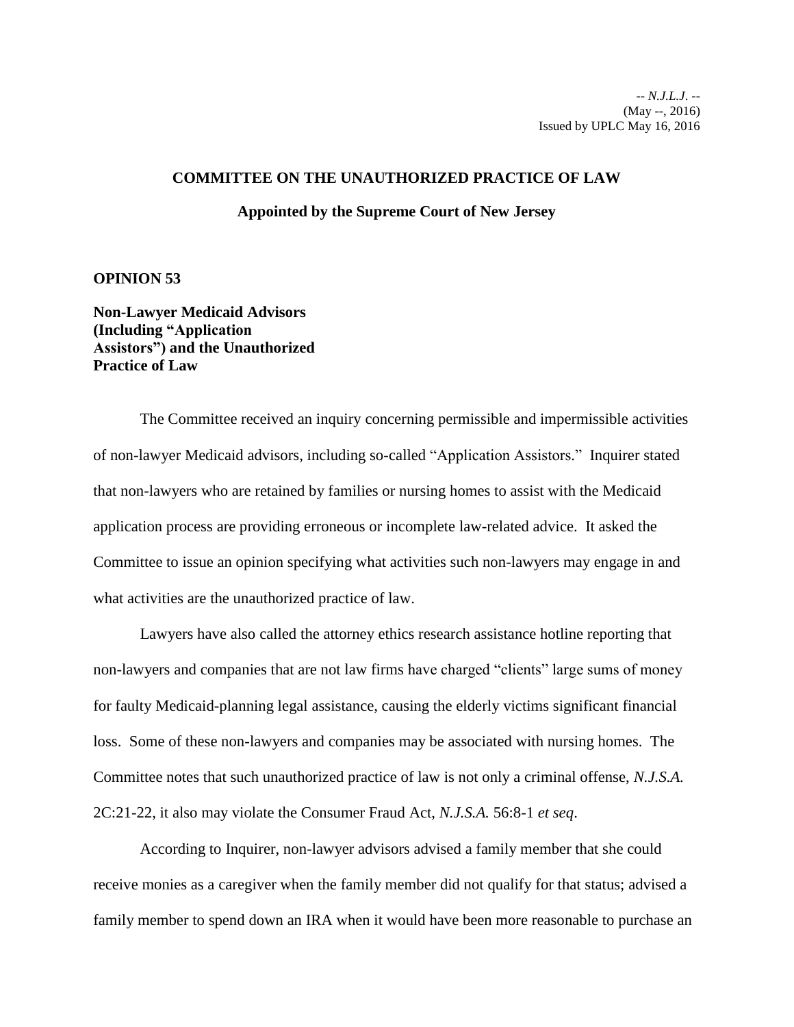-- *N.J.L.J*. --
(May --, 2016)
Issued by UPLC May 16, 2016

**COMMITTEE ON THE UNAUTHORIZED PRACTICE OF LAW**

**Appointed by the Supreme Court of New Jersey**

**OPINION 53**

**Non-Lawyer Medicaid Advisors (Including "Application Assistors") and the Unauthorized Practice of Law**

The Committee received an inquiry concerning permissible and impermissible activities of non-lawyer Medicaid advisors, including so-called "Application Assistors." Inquirer stated that non-lawyers who are retained by families or nursing homes to assist with the Medicaid application process are providing erroneous or incomplete law-related advice. It asked the Committee to issue an opinion specifying what activities such non-lawyers may engage in and what activities are the unauthorized practice of law.

Lawyers have also called the attorney ethics research assistance hotline reporting that non-lawyers and companies that are not law firms have charged "clients" large sums of money for faulty Medicaid-planning legal assistance, causing the elderly victims significant financial loss. Some of these non-lawyers and companies may be associated with nursing homes. The Committee notes that such unauthorized practice of law is not only a criminal offense, *N.J.S.A.* 2C:21-22, it also may violate the Consumer Fraud Act, *N.J.S.A.* 56:8-1 *et seq*.

According to Inquirer, non-lawyer advisors advised a family member that she could receive monies as a caregiver when the family member did not qualify for that status; advised a family member to spend down an IRA when it would have been more reasonable to purchase an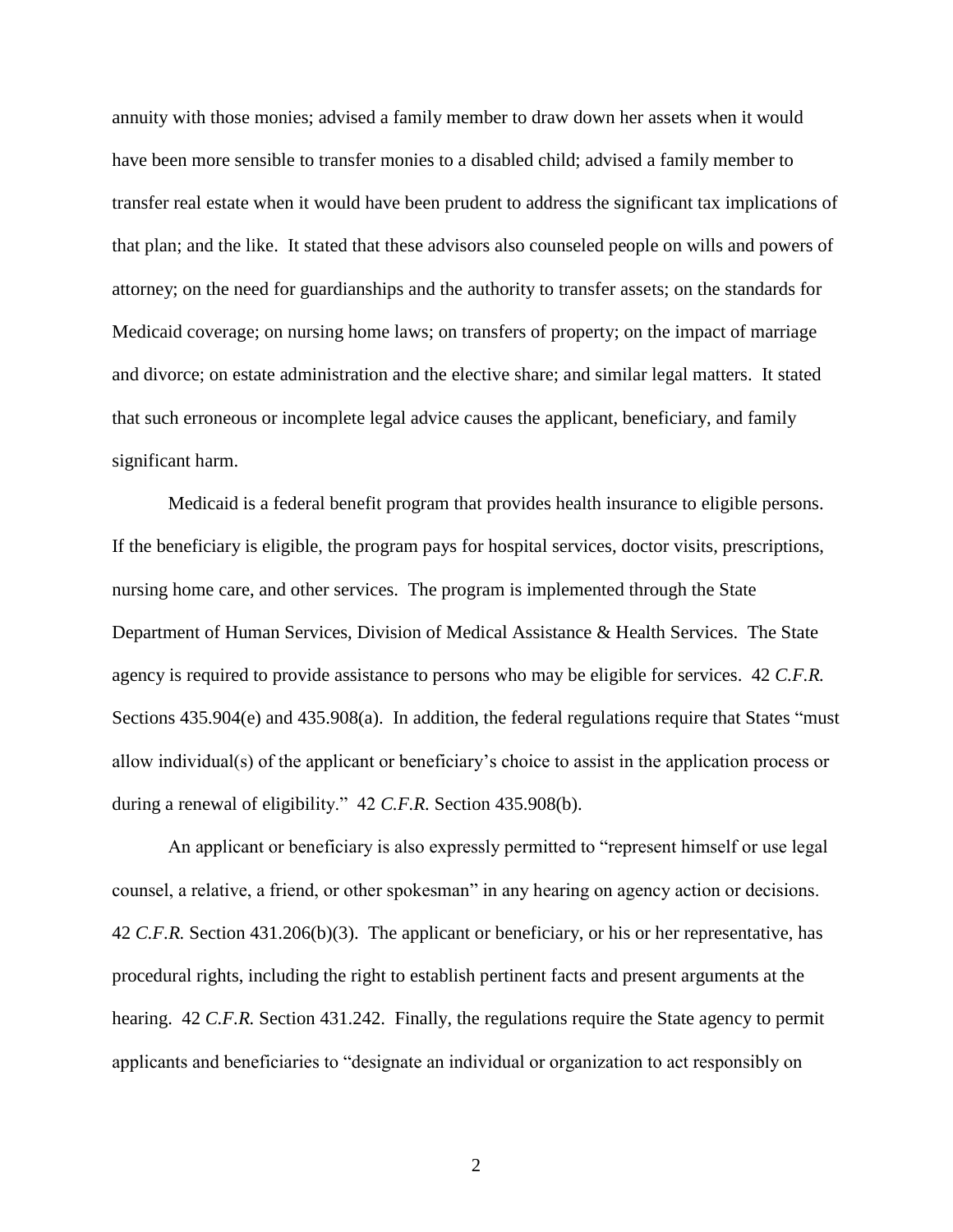annuity with those monies; advised a family member to draw down her assets when it would have been more sensible to transfer monies to a disabled child; advised a family member to transfer real estate when it would have been prudent to address the significant tax implications of that plan; and the like. It stated that these advisors also counseled people on wills and powers of attorney; on the need for guardianships and the authority to transfer assets; on the standards for Medicaid coverage; on nursing home laws; on transfers of property; on the impact of marriage and divorce; on estate administration and the elective share; and similar legal matters. It stated that such erroneous or incomplete legal advice causes the applicant, beneficiary, and family significant harm.

Medicaid is a federal benefit program that provides health insurance to eligible persons. If the beneficiary is eligible, the program pays for hospital services, doctor visits, prescriptions, nursing home care, and other services. The program is implemented through the State Department of Human Services, Division of Medical Assistance & Health Services. The State agency is required to provide assistance to persons who may be eligible for services. 42 *C.F.R.* Sections 435.904(e) and 435.908(a). In addition, the federal regulations require that States "must allow individual(s) of the applicant or beneficiary's choice to assist in the application process or during a renewal of eligibility." 42 *C.F.R.* Section 435.908(b).

An applicant or beneficiary is also expressly permitted to "represent himself or use legal counsel, a relative, a friend, or other spokesman" in any hearing on agency action or decisions. 42 *C.F.R.* Section 431.206(b)(3). The applicant or beneficiary, or his or her representative, has procedural rights, including the right to establish pertinent facts and present arguments at the hearing. 42 *C.F.R.* Section 431.242. Finally, the regulations require the State agency to permit applicants and beneficiaries to "designate an individual or organization to act responsibly on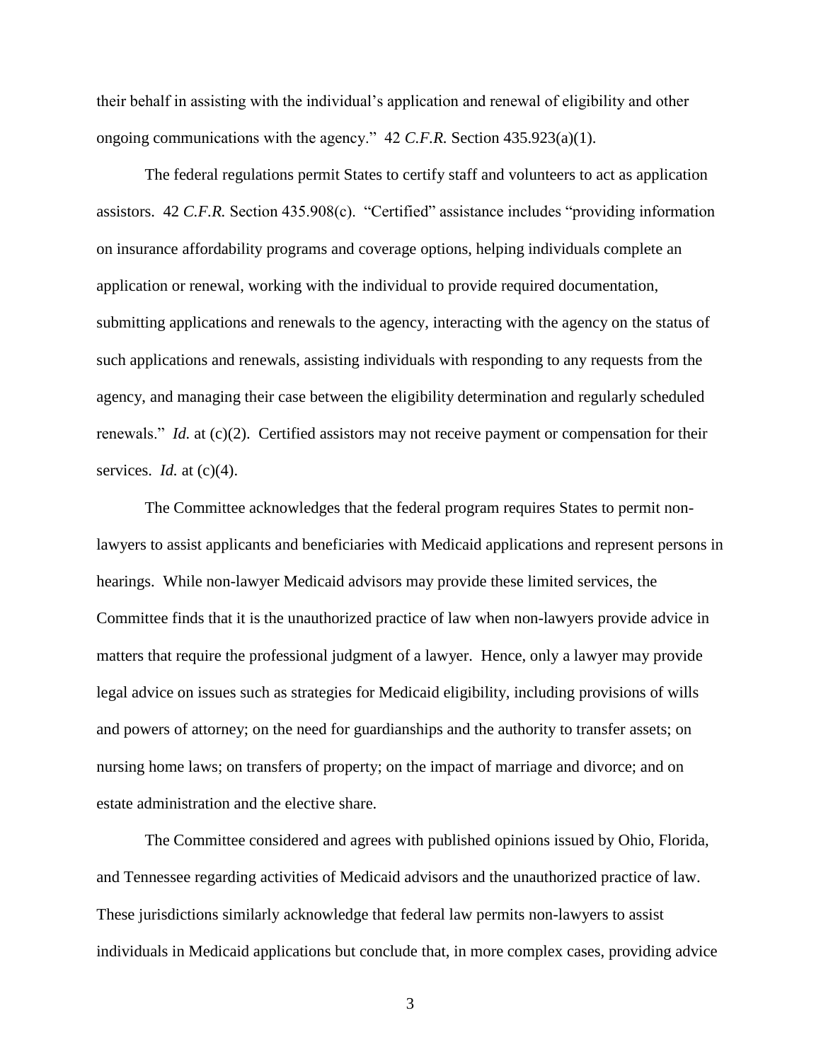their behalf in assisting with the individual's application and renewal of eligibility and other ongoing communications with the agency." 42 *C.F.R.* Section 435.923(a)(1).

The federal regulations permit States to certify staff and volunteers to act as application assistors. 42 *C.F.R.* Section 435.908(c). "Certified" assistance includes "providing information on insurance affordability programs and coverage options, helping individuals complete an application or renewal, working with the individual to provide required documentation, submitting applications and renewals to the agency, interacting with the agency on the status of such applications and renewals, assisting individuals with responding to any requests from the agency, and managing their case between the eligibility determination and regularly scheduled renewals." *Id.* at (c)(2). Certified assistors may not receive payment or compensation for their services. *Id.* at (c)(4).

The Committee acknowledges that the federal program requires States to permit non-lawyers to assist applicants and beneficiaries with Medicaid applications and represent persons in hearings. While non-lawyer Medicaid advisors may provide these limited services, the Committee finds that it is the unauthorized practice of law when non-lawyers provide advice in matters that require the professional judgment of a lawyer. Hence, only a lawyer may provide legal advice on issues such as strategies for Medicaid eligibility, including provisions of wills and powers of attorney; on the need for guardianships and the authority to transfer assets; on nursing home laws; on transfers of property; on the impact of marriage and divorce; and on estate administration and the elective share.

The Committee considered and agrees with published opinions issued by Ohio, Florida, and Tennessee regarding activities of Medicaid advisors and the unauthorized practice of law. These jurisdictions similarly acknowledge that federal law permits non-lawyers to assist individuals in Medicaid applications but conclude that, in more complex cases, providing advice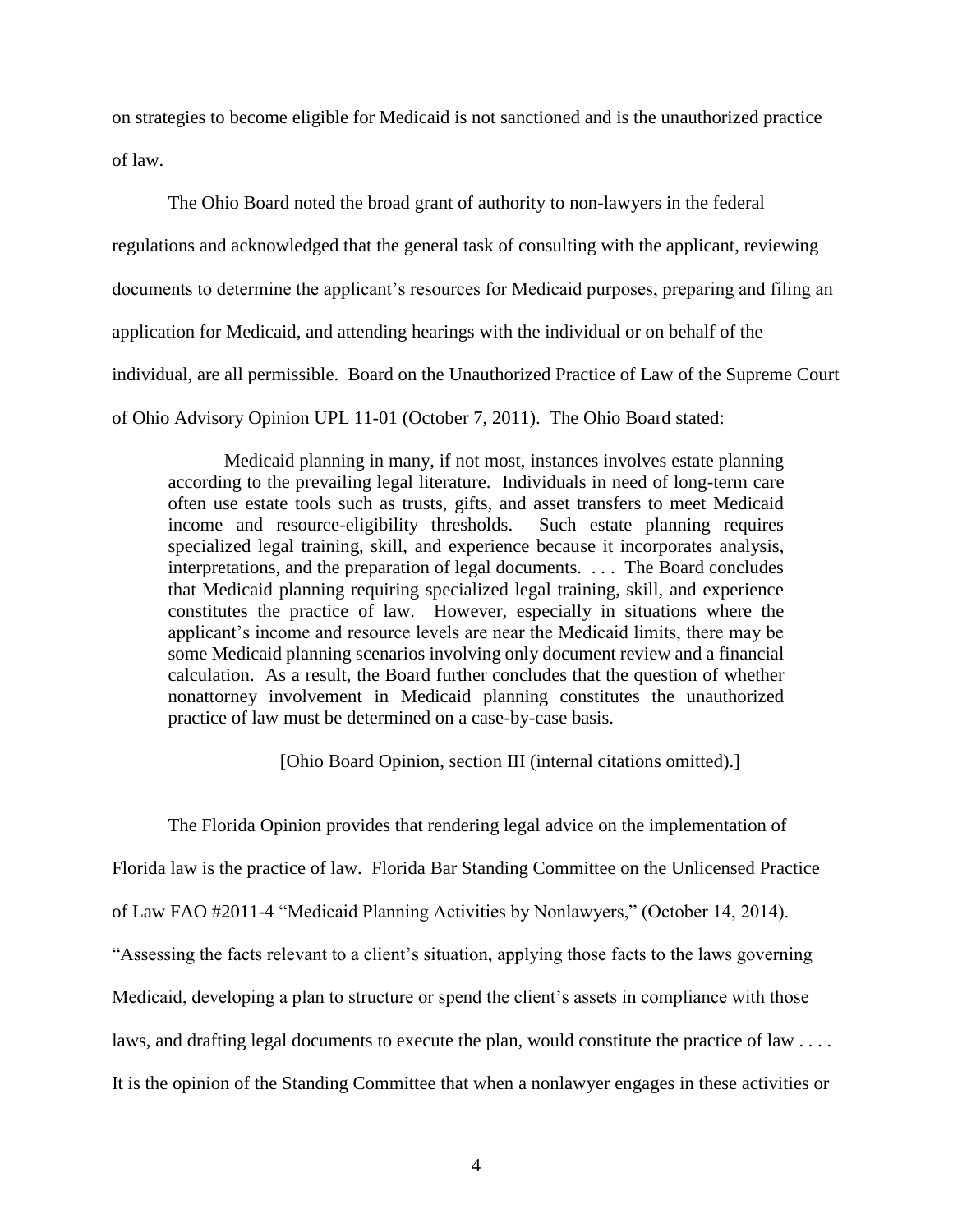on strategies to become eligible for Medicaid is not sanctioned and is the unauthorized practice of law.

The Ohio Board noted the broad grant of authority to non-lawyers in the federal regulations and acknowledged that the general task of consulting with the applicant, reviewing documents to determine the applicant's resources for Medicaid purposes, preparing and filing an application for Medicaid, and attending hearings with the individual or on behalf of the individual, are all permissible. Board on the Unauthorized Practice of Law of the Supreme Court of Ohio Advisory Opinion UPL 11-01 (October 7, 2011). The Ohio Board stated:

> Medicaid planning in many, if not most, instances involves estate planning according to the prevailing legal literature. Individuals in need of long-term care often use estate tools such as trusts, gifts, and asset transfers to meet Medicaid income and resource-eligibility thresholds. Such estate planning requires specialized legal training, skill, and experience because it incorporates analysis, interpretations, and the preparation of legal documents. . . . The Board concludes that Medicaid planning requiring specialized legal training, skill, and experience constitutes the practice of law. However, especially in situations where the applicant's income and resource levels are near the Medicaid limits, there may be some Medicaid planning scenarios involving only document review and a financial calculation. As a result, the Board further concludes that the question of whether nonattorney involvement in Medicaid planning constitutes the unauthorized practice of law must be determined on a case-by-case basis.
>
> [Ohio Board Opinion, section III (internal citations omitted).]

The Florida Opinion provides that rendering legal advice on the implementation of Florida law is the practice of law. Florida Bar Standing Committee on the Unlicensed Practice of Law FAO #2011-4 "Medicaid Planning Activities by Nonlawyers," (October 14, 2014). "Assessing the facts relevant to a client's situation, applying those facts to the laws governing Medicaid, developing a plan to structure or spend the client's assets in compliance with those laws, and drafting legal documents to execute the plan, would constitute the practice of law . . . . It is the opinion of the Standing Committee that when a nonlawyer engages in these activities or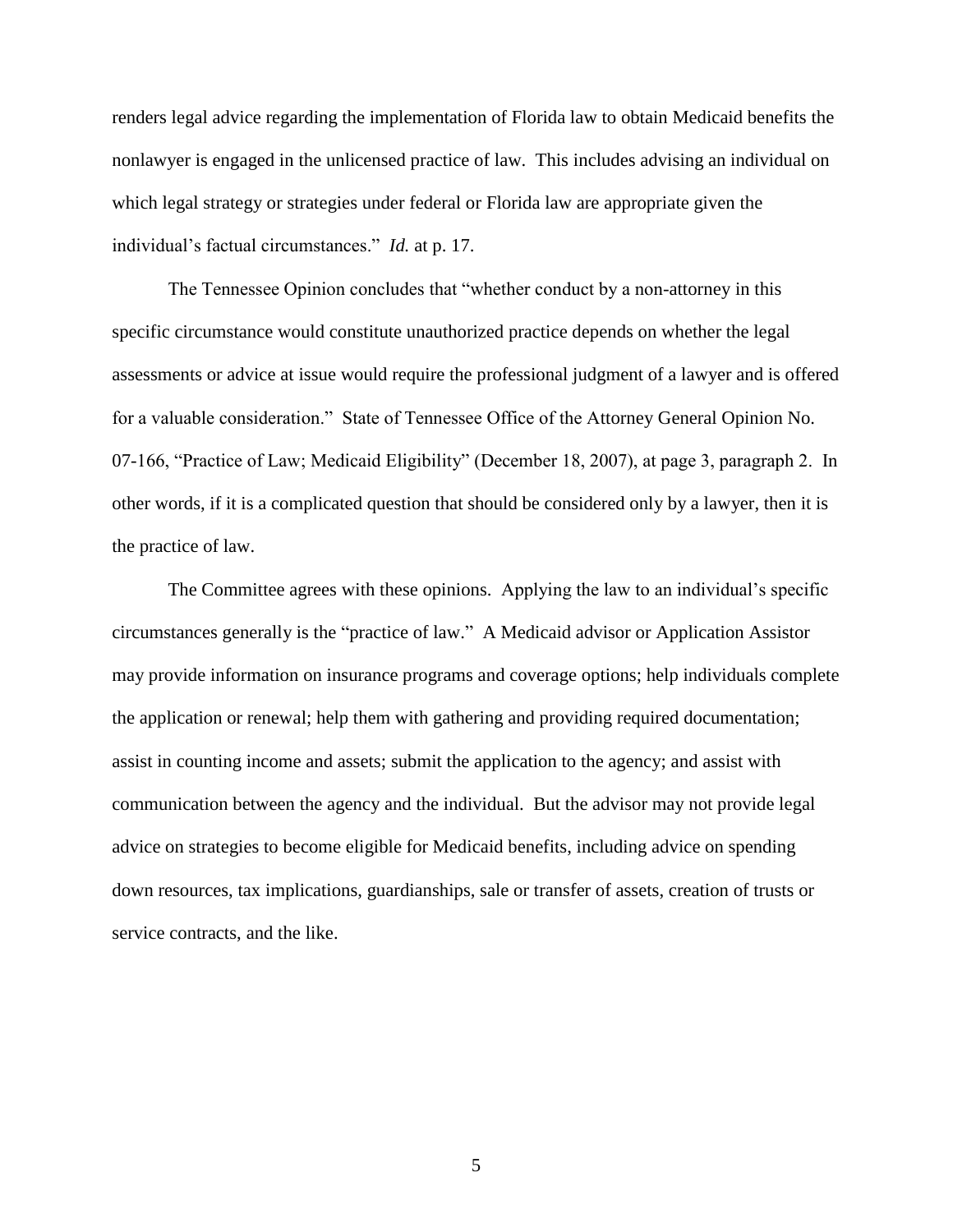renders legal advice regarding the implementation of Florida law to obtain Medicaid benefits the nonlawyer is engaged in the unlicensed practice of law. This includes advising an individual on which legal strategy or strategies under federal or Florida law are appropriate given the individual's factual circumstances." *Id.* at p. 17.

The Tennessee Opinion concludes that "whether conduct by a non-attorney in this specific circumstance would constitute unauthorized practice depends on whether the legal assessments or advice at issue would require the professional judgment of a lawyer and is offered for a valuable consideration." State of Tennessee Office of the Attorney General Opinion No. 07-166, "Practice of Law; Medicaid Eligibility" (December 18, 2007), at page 3, paragraph 2. In other words, if it is a complicated question that should be considered only by a lawyer, then it is the practice of law.

The Committee agrees with these opinions. Applying the law to an individual's specific circumstances generally is the "practice of law." A Medicaid advisor or Application Assistor may provide information on insurance programs and coverage options; help individuals complete the application or renewal; help them with gathering and providing required documentation; assist in counting income and assets; submit the application to the agency; and assist with communication between the agency and the individual. But the advisor may not provide legal advice on strategies to become eligible for Medicaid benefits, including advice on spending down resources, tax implications, guardianships, sale or transfer of assets, creation of trusts or service contracts, and the like.